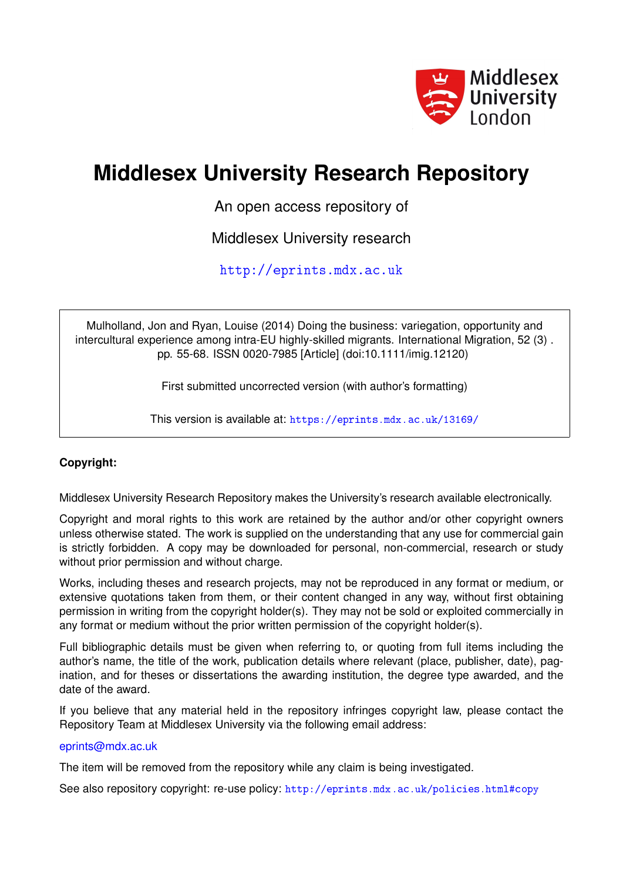Middlesex University London

# Middlesex University Research Repository

An open access repository of

Middlesex University research

http://eprints.mdx.ac.uk

Mulholland, Jon and Ryan, Louise (2014) Doing the business: variegation, opportunity and intercultural experience among intra-EU highly-skilled migrants. International Migration, 52 (3) . pp. 55-68. ISSN 0020-7985 [Article] (doi:10.1111/imig.12120)

First submitted uncorrected version (with author's formatting)

This version is available at: https://eprints.mdx.ac.uk/13169/

**Copyright:**

Middlesex University Research Repository makes the University's research available electronically.

Copyright and moral rights to this work are retained by the author and/or other copyright owners unless otherwise stated. The work is supplied on the understanding that any use for commercial gain is strictly forbidden. A copy may be downloaded for personal, non-commercial, research or study without prior permission and without charge.

Works, including theses and research projects, may not be reproduced in any format or medium, or extensive quotations taken from them, or their content changed in any way, without first obtaining permission in writing from the copyright holder(s). They may not be sold or exploited commercially in any format or medium without the prior written permission of the copyright holder(s).

Full bibliographic details must be given when referring to, or quoting from full items including the author's name, the title of the work, publication details where relevant (place, publisher, date), pagination, and for theses or dissertations the awarding institution, the degree type awarded, and the date of the award.

If you believe that any material held in the repository infringes copyright law, please contact the Repository Team at Middlesex University via the following email address:

eprints@mdx.ac.uk

The item will be removed from the repository while any claim is being investigated.

See also repository copyright: re-use policy: http://eprints.mdx.ac.uk/policies.html#copy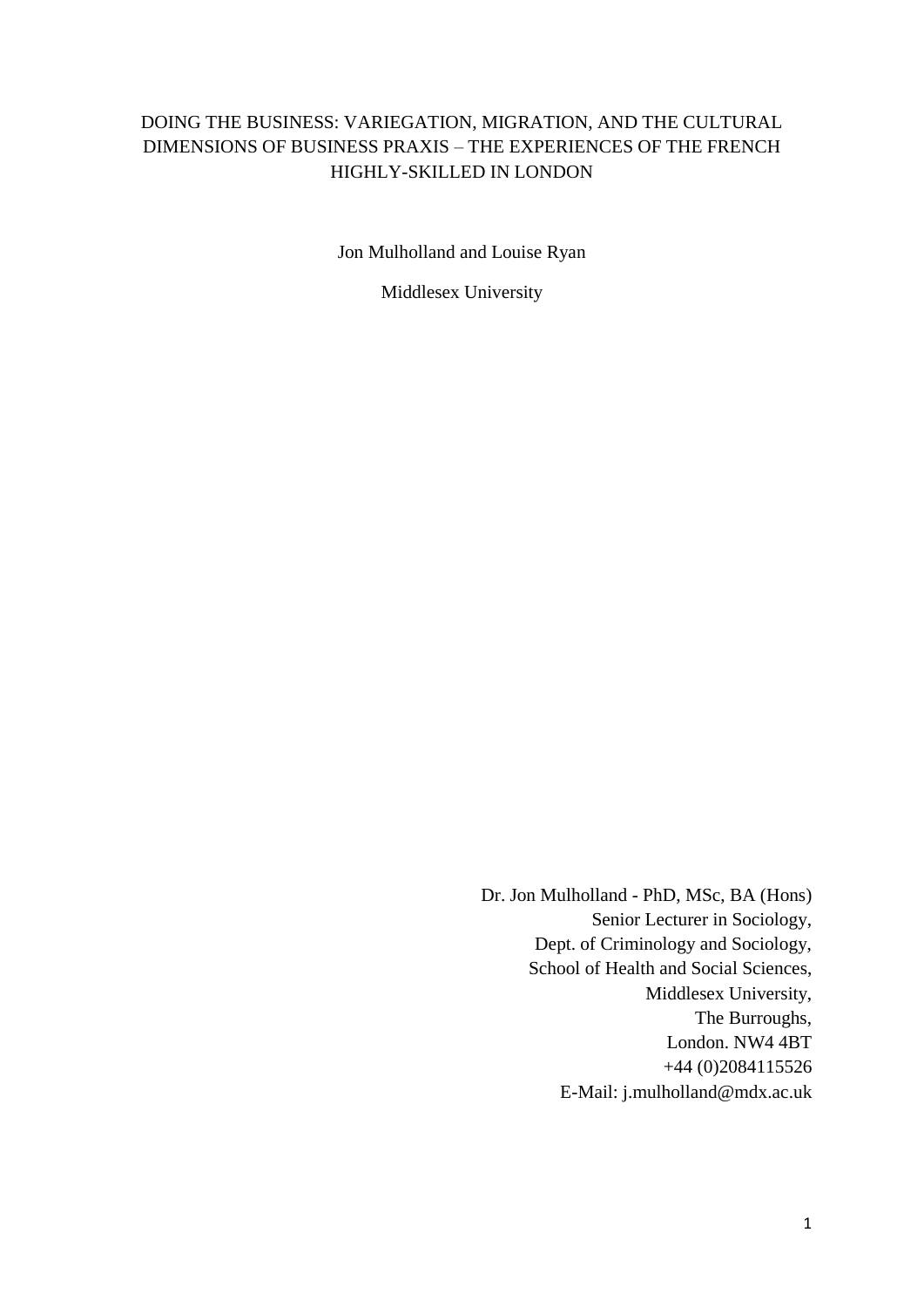DOING THE BUSINESS: VARIEGATION, MIGRATION, AND THE CULTURAL DIMENSIONS OF BUSINESS PRAXIS – THE EXPERIENCES OF THE FRENCH HIGHLY-SKILLED IN LONDON

Jon Mulholland and Louise Ryan

Middlesex University

Dr. Jon Mulholland - PhD, MSc, BA (Hons)
Senior Lecturer in Sociology,
Dept. of Criminology and Sociology,
School of Health and Social Sciences,
Middlesex University,
The Burroughs,
London. NW4 4BT
+44 (0)2084115526
E-Mail: j.mulholland@mdx.ac.uk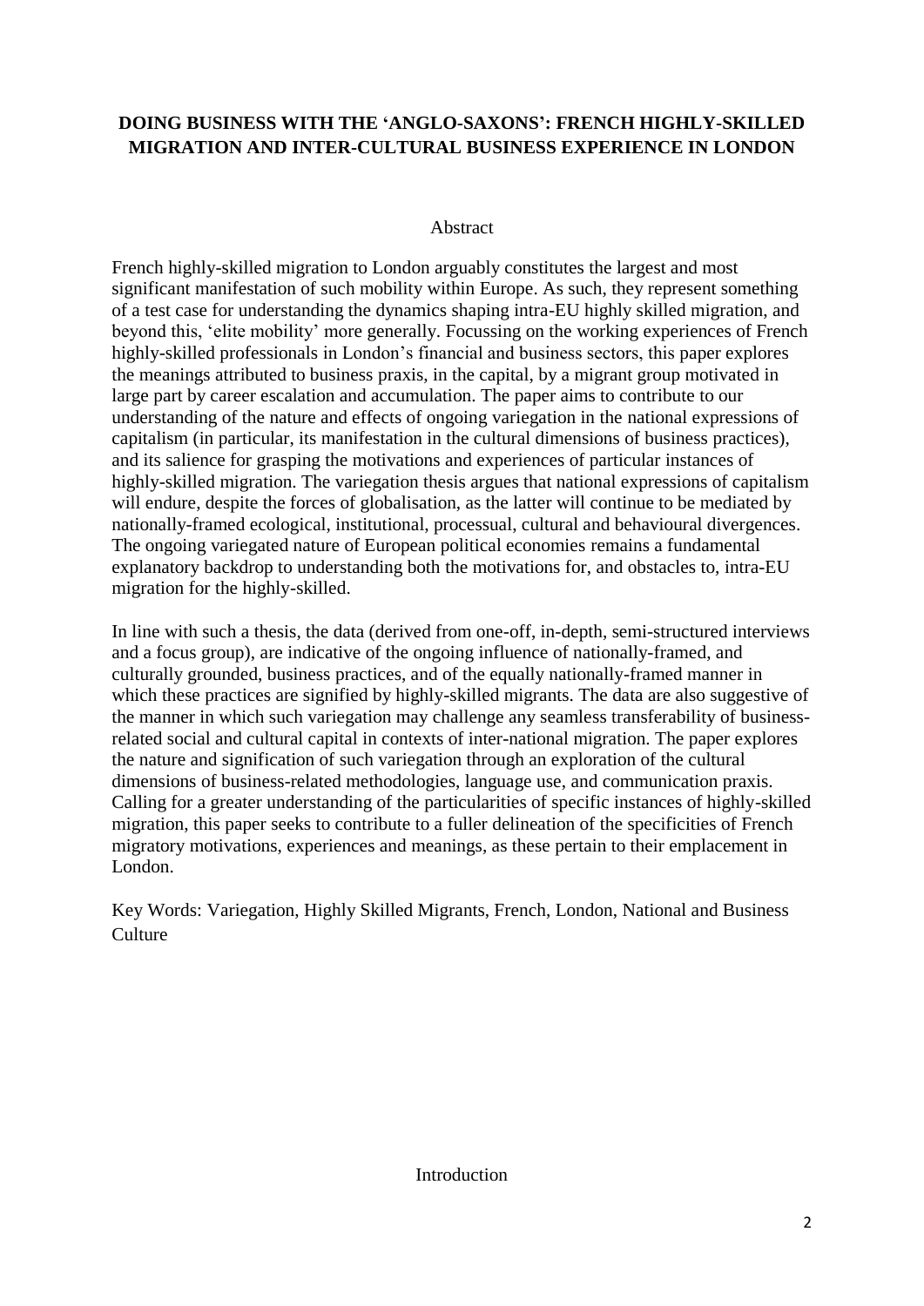**DOING BUSINESS WITH THE 'ANGLO-SAXONS': FRENCH HIGHLY-SKILLED MIGRATION AND INTER-CULTURAL BUSINESS EXPERIENCE IN LONDON**

Abstract

French highly-skilled migration to London arguably constitutes the largest and most significant manifestation of such mobility within Europe. As such, they represent something of a test case for understanding the dynamics shaping intra-EU highly skilled migration, and beyond this, 'elite mobility' more generally. Focussing on the working experiences of French highly-skilled professionals in London's financial and business sectors, this paper explores the meanings attributed to business praxis, in the capital, by a migrant group motivated in large part by career escalation and accumulation. The paper aims to contribute to our understanding of the nature and effects of ongoing variegation in the national expressions of capitalism (in particular, its manifestation in the cultural dimensions of business practices), and its salience for grasping the motivations and experiences of particular instances of highly-skilled migration. The variegation thesis argues that national expressions of capitalism will endure, despite the forces of globalisation, as the latter will continue to be mediated by nationally-framed ecological, institutional, processual, cultural and behavioural divergences. The ongoing variegated nature of European political economies remains a fundamental explanatory backdrop to understanding both the motivations for, and obstacles to, intra-EU migration for the highly-skilled.

In line with such a thesis, the data (derived from one-off, in-depth, semi-structured interviews and a focus group), are indicative of the ongoing influence of nationally-framed, and culturally grounded, business practices, and of the equally nationally-framed manner in which these practices are signified by highly-skilled migrants. The data are also suggestive of the manner in which such variegation may challenge any seamless transferability of business-related social and cultural capital in contexts of inter-national migration. The paper explores the nature and signification of such variegation through an exploration of the cultural dimensions of business-related methodologies, language use, and communication praxis. Calling for a greater understanding of the particularities of specific instances of highly-skilled migration, this paper seeks to contribute to a fuller delineation of the specificities of French migratory motivations, experiences and meanings, as these pertain to their emplacement in London.

Key Words: Variegation, Highly Skilled Migrants, French, London, National and Business Culture

Introduction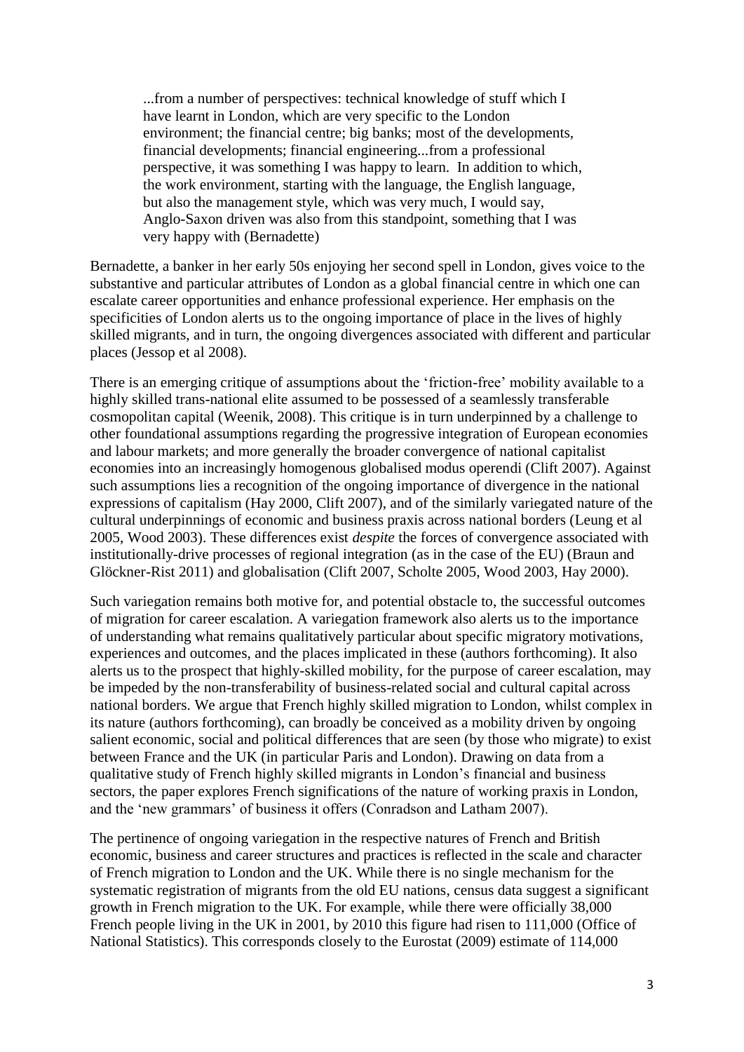> ...from a number of perspectives: technical knowledge of stuff which I have learnt in London, which are very specific to the London environment; the financial centre; big banks; most of the developments, financial developments; financial engineering...from a professional perspective, it was something I was happy to learn. In addition to which, the work environment, starting with the language, the English language, but also the management style, which was very much, I would say, Anglo-Saxon driven was also from this standpoint, something that I was very happy with (Bernadette)

Bernadette, a banker in her early 50s enjoying her second spell in London, gives voice to the substantive and particular attributes of London as a global financial centre in which one can escalate career opportunities and enhance professional experience. Her emphasis on the specificities of London alerts us to the ongoing importance of place in the lives of highly skilled migrants, and in turn, the ongoing divergences associated with different and particular places (Jessop et al 2008).

There is an emerging critique of assumptions about the 'friction-free' mobility available to a highly skilled trans-national elite assumed to be possessed of a seamlessly transferable cosmopolitan capital (Weenik, 2008). This critique is in turn underpinned by a challenge to other foundational assumptions regarding the progressive integration of European economies and labour markets; and more generally the broader convergence of national capitalist economies into an increasingly homogenous globalised modus operendi (Clift 2007). Against such assumptions lies a recognition of the ongoing importance of divergence in the national expressions of capitalism (Hay 2000, Clift 2007), and of the similarly variegated nature of the cultural underpinnings of economic and business praxis across national borders (Leung et al 2005, Wood 2003). These differences exist *despite* the forces of convergence associated with institutionally-drive processes of regional integration (as in the case of the EU) (Braun and Glöckner-Rist 2011) and globalisation (Clift 2007, Scholte 2005, Wood 2003, Hay 2000).

Such variegation remains both motive for, and potential obstacle to, the successful outcomes of migration for career escalation. A variegation framework also alerts us to the importance of understanding what remains qualitatively particular about specific migratory motivations, experiences and outcomes, and the places implicated in these (authors forthcoming). It also alerts us to the prospect that highly-skilled mobility, for the purpose of career escalation, may be impeded by the non-transferability of business-related social and cultural capital across national borders. We argue that French highly skilled migration to London, whilst complex in its nature (authors forthcoming), can broadly be conceived as a mobility driven by ongoing salient economic, social and political differences that are seen (by those who migrate) to exist between France and the UK (in particular Paris and London). Drawing on data from a qualitative study of French highly skilled migrants in London's financial and business sectors, the paper explores French significations of the nature of working praxis in London, and the 'new grammars' of business it offers (Conradson and Latham 2007).

The pertinence of ongoing variegation in the respective natures of French and British economic, business and career structures and practices is reflected in the scale and character of French migration to London and the UK. While there is no single mechanism for the systematic registration of migrants from the old EU nations, census data suggest a significant growth in French migration to the UK. For example, while there were officially 38,000 French people living in the UK in 2001, by 2010 this figure had risen to 111,000 (Office of National Statistics). This corresponds closely to the Eurostat (2009) estimate of 114,000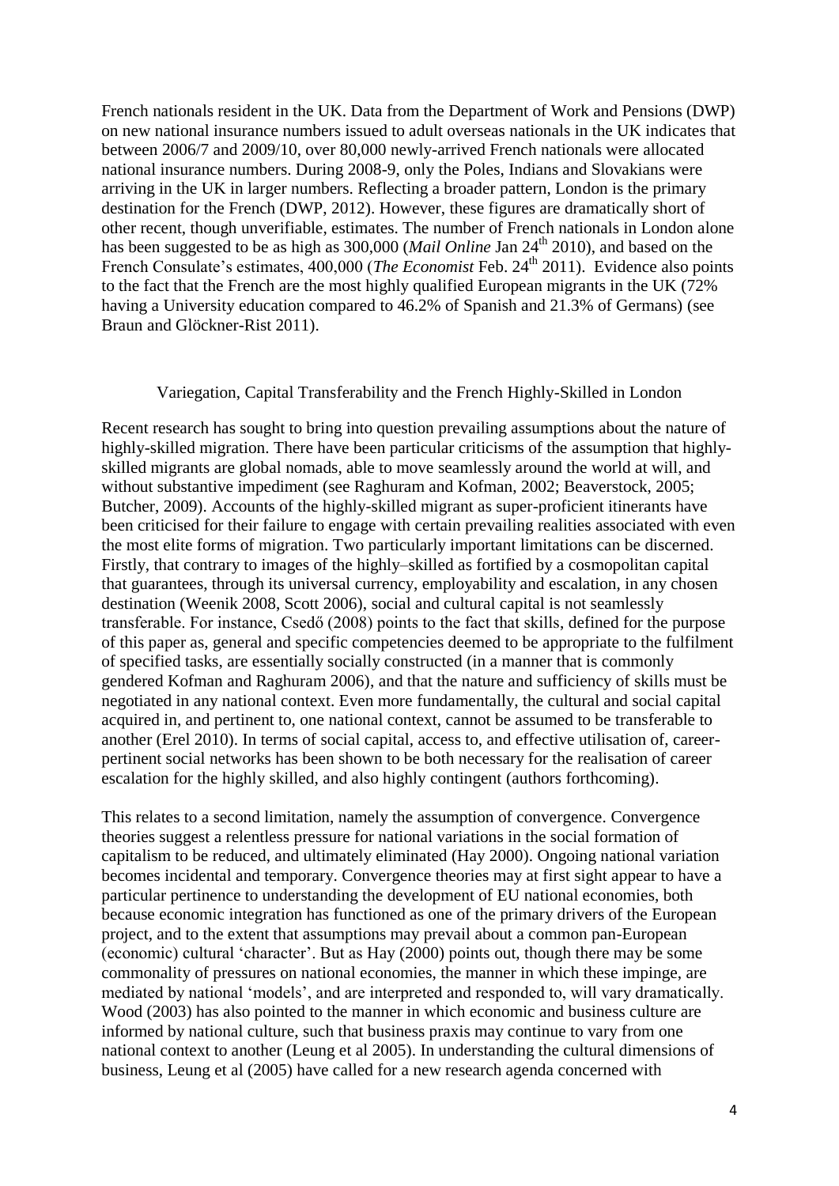French nationals resident in the UK. Data from the Department of Work and Pensions (DWP) on new national insurance numbers issued to adult overseas nationals in the UK indicates that between 2006/7 and 2009/10, over 80,000 newly-arrived French nationals were allocated national insurance numbers. During 2008-9, only the Poles, Indians and Slovakians were arriving in the UK in larger numbers. Reflecting a broader pattern, London is the primary destination for the French (DWP, 2012). However, these figures are dramatically short of other recent, though unverifiable, estimates. The number of French nationals in London alone has been suggested to be as high as 300,000 (*Mail Online* Jan 24th 2010), and based on the French Consulate's estimates, 400,000 (*The Economist* Feb. 24th 2011). Evidence also points to the fact that the French are the most highly qualified European migrants in the UK (72% having a University education compared to 46.2% of Spanish and 21.3% of Germans) (see Braun and Glöckner-Rist 2011).

## Variegation, Capital Transferability and the French Highly-Skilled in London

Recent research has sought to bring into question prevailing assumptions about the nature of highly-skilled migration. There have been particular criticisms of the assumption that highly-skilled migrants are global nomads, able to move seamlessly around the world at will, and without substantive impediment (see Raghuram and Kofman, 2002; Beaverstock, 2005; Butcher, 2009). Accounts of the highly-skilled migrant as super-proficient itinerants have been criticised for their failure to engage with certain prevailing realities associated with even the most elite forms of migration. Two particularly important limitations can be discerned. Firstly, that contrary to images of the highly–skilled as fortified by a cosmopolitan capital that guarantees, through its universal currency, employability and escalation, in any chosen destination (Weenik 2008, Scott 2006), social and cultural capital is not seamlessly transferable. For instance, Csedő (2008) points to the fact that skills, defined for the purpose of this paper as, general and specific competencies deemed to be appropriate to the fulfilment of specified tasks, are essentially socially constructed (in a manner that is commonly gendered Kofman and Raghuram 2006), and that the nature and sufficiency of skills must be negotiated in any national context. Even more fundamentally, the cultural and social capital acquired in, and pertinent to, one national context, cannot be assumed to be transferable to another (Erel 2010). In terms of social capital, access to, and effective utilisation of, career-pertinent social networks has been shown to be both necessary for the realisation of career escalation for the highly skilled, and also highly contingent (authors forthcoming).

This relates to a second limitation, namely the assumption of convergence. Convergence theories suggest a relentless pressure for national variations in the social formation of capitalism to be reduced, and ultimately eliminated (Hay 2000). Ongoing national variation becomes incidental and temporary. Convergence theories may at first sight appear to have a particular pertinence to understanding the development of EU national economies, both because economic integration has functioned as one of the primary drivers of the European project, and to the extent that assumptions may prevail about a common pan-European (economic) cultural 'character'. But as Hay (2000) points out, though there may be some commonality of pressures on national economies, the manner in which these impinge, are mediated by national 'models', and are interpreted and responded to, will vary dramatically. Wood (2003) has also pointed to the manner in which economic and business culture are informed by national culture, such that business praxis may continue to vary from one national context to another (Leung et al 2005). In understanding the cultural dimensions of business, Leung et al (2005) have called for a new research agenda concerned with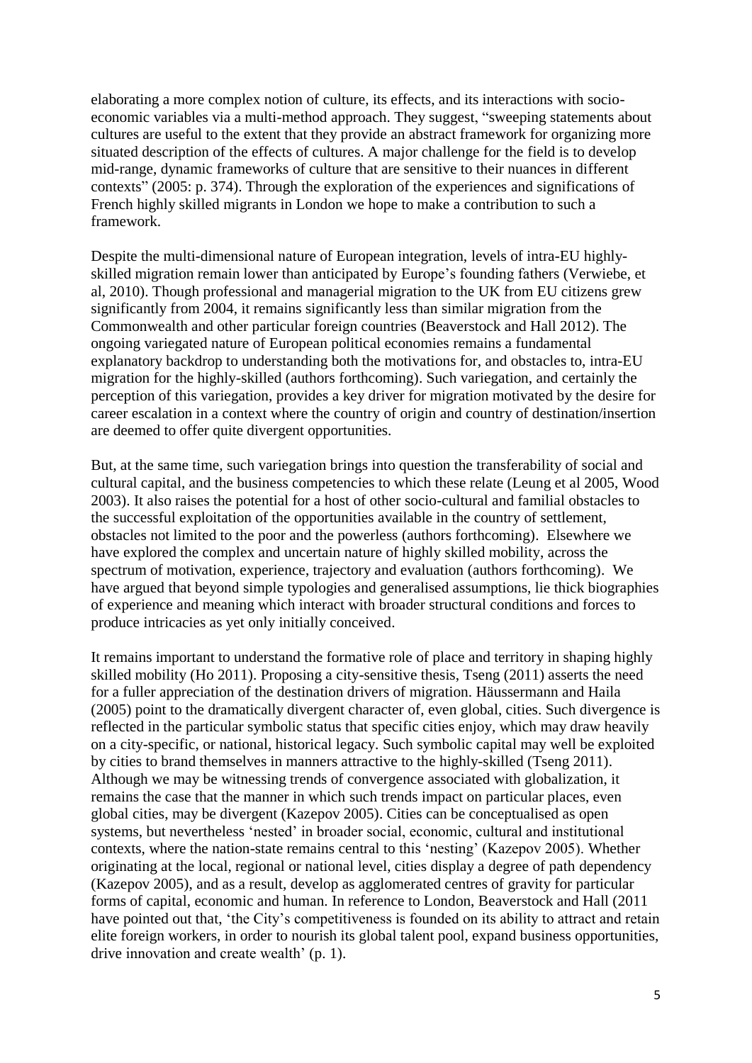elaborating a more complex notion of culture, its effects, and its interactions with socio-economic variables via a multi-method approach. They suggest, "sweeping statements about cultures are useful to the extent that they provide an abstract framework for organizing more situated description of the effects of cultures. A major challenge for the field is to develop mid-range, dynamic frameworks of culture that are sensitive to their nuances in different contexts" (2005: p. 374). Through the exploration of the experiences and significations of French highly skilled migrants in London we hope to make a contribution to such a framework.

Despite the multi-dimensional nature of European integration, levels of intra-EU highly-skilled migration remain lower than anticipated by Europe's founding fathers (Verwiebe, et al, 2010). Though professional and managerial migration to the UK from EU citizens grew significantly from 2004, it remains significantly less than similar migration from the Commonwealth and other particular foreign countries (Beaverstock and Hall 2012). The ongoing variegated nature of European political economies remains a fundamental explanatory backdrop to understanding both the motivations for, and obstacles to, intra-EU migration for the highly-skilled (authors forthcoming). Such variegation, and certainly the perception of this variegation, provides a key driver for migration motivated by the desire for career escalation in a context where the country of origin and country of destination/insertion are deemed to offer quite divergent opportunities.

But, at the same time, such variegation brings into question the transferability of social and cultural capital, and the business competencies to which these relate (Leung et al 2005, Wood 2003). It also raises the potential for a host of other socio-cultural and familial obstacles to the successful exploitation of the opportunities available in the country of settlement, obstacles not limited to the poor and the powerless (authors forthcoming). Elsewhere we have explored the complex and uncertain nature of highly skilled mobility, across the spectrum of motivation, experience, trajectory and evaluation (authors forthcoming). We have argued that beyond simple typologies and generalised assumptions, lie thick biographies of experience and meaning which interact with broader structural conditions and forces to produce intricacies as yet only initially conceived.

It remains important to understand the formative role of place and territory in shaping highly skilled mobility (Ho 2011). Proposing a city-sensitive thesis, Tseng (2011) asserts the need for a fuller appreciation of the destination drivers of migration. Häussermann and Haila (2005) point to the dramatically divergent character of, even global, cities. Such divergence is reflected in the particular symbolic status that specific cities enjoy, which may draw heavily on a city-specific, or national, historical legacy. Such symbolic capital may well be exploited by cities to brand themselves in manners attractive to the highly-skilled (Tseng 2011). Although we may be witnessing trends of convergence associated with globalization, it remains the case that the manner in which such trends impact on particular places, even global cities, may be divergent (Kazepov 2005). Cities can be conceptualised as open systems, but nevertheless 'nested' in broader social, economic, cultural and institutional contexts, where the nation-state remains central to this 'nesting' (Kazepov 2005). Whether originating at the local, regional or national level, cities display a degree of path dependency (Kazepov 2005), and as a result, develop as agglomerated centres of gravity for particular forms of capital, economic and human. In reference to London, Beaverstock and Hall (2011 have pointed out that, 'the City's competitiveness is founded on its ability to attract and retain elite foreign workers, in order to nourish its global talent pool, expand business opportunities, drive innovation and create wealth' (p. 1).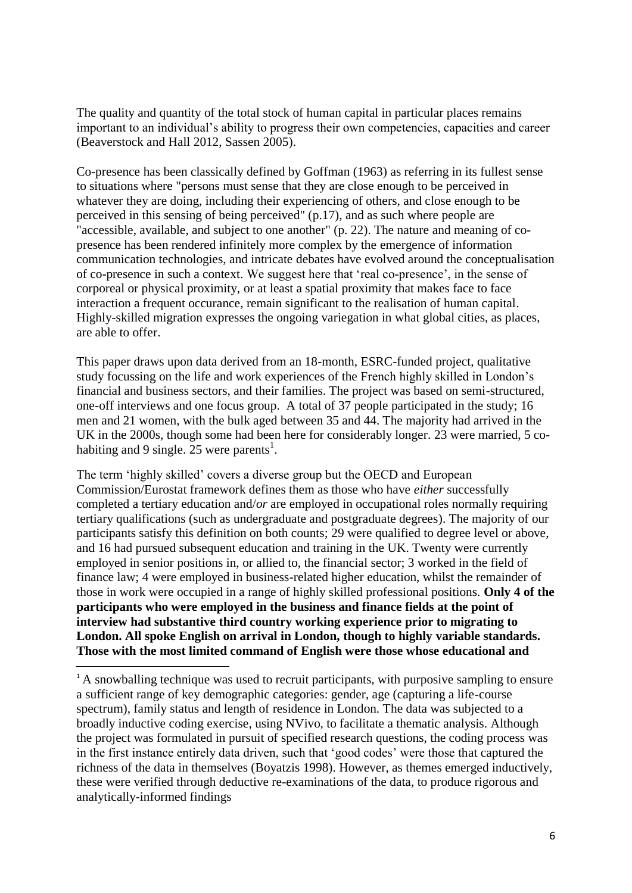The quality and quantity of the total stock of human capital in particular places remains important to an individual's ability to progress their own competencies, capacities and career (Beaverstock and Hall 2012, Sassen 2005).

Co-presence has been classically defined by Goffman (1963) as referring in its fullest sense to situations where "persons must sense that they are close enough to be perceived in whatever they are doing, including their experiencing of others, and close enough to be perceived in this sensing of being perceived" (p.17), and as such where people are "accessible, available, and subject to one another" (p. 22). The nature and meaning of co-presence has been rendered infinitely more complex by the emergence of information communication technologies, and intricate debates have evolved around the conceptualisation of co-presence in such a context. We suggest here that 'real co-presence', in the sense of corporeal or physical proximity, or at least a spatial proximity that makes face to face interaction a frequent occurance, remain significant to the realisation of human capital. Highly-skilled migration expresses the ongoing variegation in what global cities, as places, are able to offer.

This paper draws upon data derived from an 18-month, ESRC-funded project, qualitative study focussing on the life and work experiences of the French highly skilled in London's financial and business sectors, and their families. The project was based on semi-structured, one-off interviews and one focus group. A total of 37 people participated in the study; 16 men and 21 women, with the bulk aged between 35 and 44. The majority had arrived in the UK in the 2000s, though some had been here for considerably longer. 23 were married, 5 co-habiting and 9 single. 25 were parents[1].

The term 'highly skilled' covers a diverse group but the OECD and European Commission/Eurostat framework defines them as those who have *either* successfully completed a tertiary education and/*or* are employed in occupational roles normally requiring tertiary qualifications (such as undergraduate and postgraduate degrees). The majority of our participants satisfy this definition on both counts; 29 were qualified to degree level or above, and 16 had pursued subsequent education and training in the UK. Twenty were currently employed in senior positions in, or allied to, the financial sector; 3 worked in the field of finance law; 4 were employed in business-related higher education, whilst the remainder of those in work were occupied in a range of highly skilled professional positions. **Only 4 of the participants who were employed in the business and finance fields at the point of interview had substantive third country working experience prior to migrating to London. All spoke English on arrival in London, though to highly variable standards. Those with the most limited command of English were those whose educational and**

[1] A snowballing technique was used to recruit participants, with purposive sampling to ensure a sufficient range of key demographic categories: gender, age (capturing a life-course spectrum), family status and length of residence in London. The data was subjected to a broadly inductive coding exercise, using NVivo, to facilitate a thematic analysis. Although the project was formulated in pursuit of specified research questions, the coding process was in the first instance entirely data driven, such that 'good codes' were those that captured the richness of the data in themselves (Boyatzis 1998). However, as themes emerged inductively, these were verified through deductive re-examinations of the data, to produce rigorous and analytically-informed findings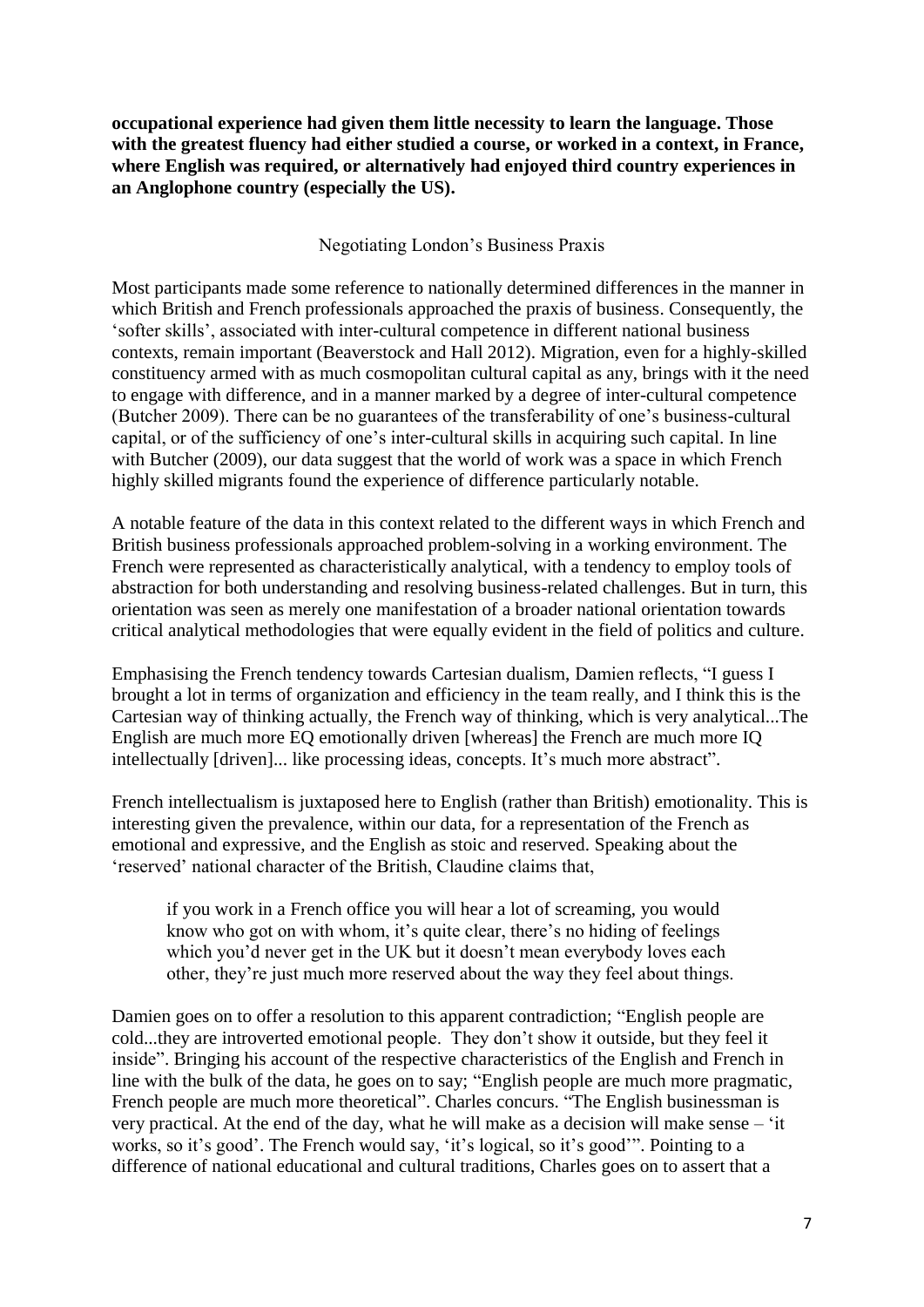**occupational experience had given them little necessity to learn the language. Those with the greatest fluency had either studied a course, or worked in a context, in France, where English was required, or alternatively had enjoyed third country experiences in an Anglophone country (especially the US).**

## Negotiating London's Business Praxis

Most participants made some reference to nationally determined differences in the manner in which British and French professionals approached the praxis of business. Consequently, the 'softer skills', associated with inter-cultural competence in different national business contexts, remain important (Beaverstock and Hall 2012). Migration, even for a highly-skilled constituency armed with as much cosmopolitan cultural capital as any, brings with it the need to engage with difference, and in a manner marked by a degree of inter-cultural competence (Butcher 2009). There can be no guarantees of the transferability of one's business-cultural capital, or of the sufficiency of one's inter-cultural skills in acquiring such capital. In line with Butcher (2009), our data suggest that the world of work was a space in which French highly skilled migrants found the experience of difference particularly notable.

A notable feature of the data in this context related to the different ways in which French and British business professionals approached problem-solving in a working environment. The French were represented as characteristically analytical, with a tendency to employ tools of abstraction for both understanding and resolving business-related challenges. But in turn, this orientation was seen as merely one manifestation of a broader national orientation towards critical analytical methodologies that were equally evident in the field of politics and culture.

Emphasising the French tendency towards Cartesian dualism, Damien reflects, "I guess I brought a lot in terms of organization and efficiency in the team really, and I think this is the Cartesian way of thinking actually, the French way of thinking, which is very analytical...The English are much more EQ emotionally driven [whereas] the French are much more IQ intellectually [driven]... like processing ideas, concepts. It's much more abstract".

French intellectualism is juxtaposed here to English (rather than British) emotionality. This is interesting given the prevalence, within our data, for a representation of the French as emotional and expressive, and the English as stoic and reserved. Speaking about the 'reserved' national character of the British, Claudine claims that,

> if you work in a French office you will hear a lot of screaming, you would know who got on with whom, it's quite clear, there's no hiding of feelings which you'd never get in the UK but it doesn't mean everybody loves each other, they're just much more reserved about the way they feel about things.

Damien goes on to offer a resolution to this apparent contradiction; "English people are cold...they are introverted emotional people. They don't show it outside, but they feel it inside". Bringing his account of the respective characteristics of the English and French in line with the bulk of the data, he goes on to say; "English people are much more pragmatic, French people are much more theoretical". Charles concurs. "The English businessman is very practical. At the end of the day, what he will make as a decision will make sense – 'it works, so it's good'. The French would say, 'it's logical, so it's good'". Pointing to a difference of national educational and cultural traditions, Charles goes on to assert that a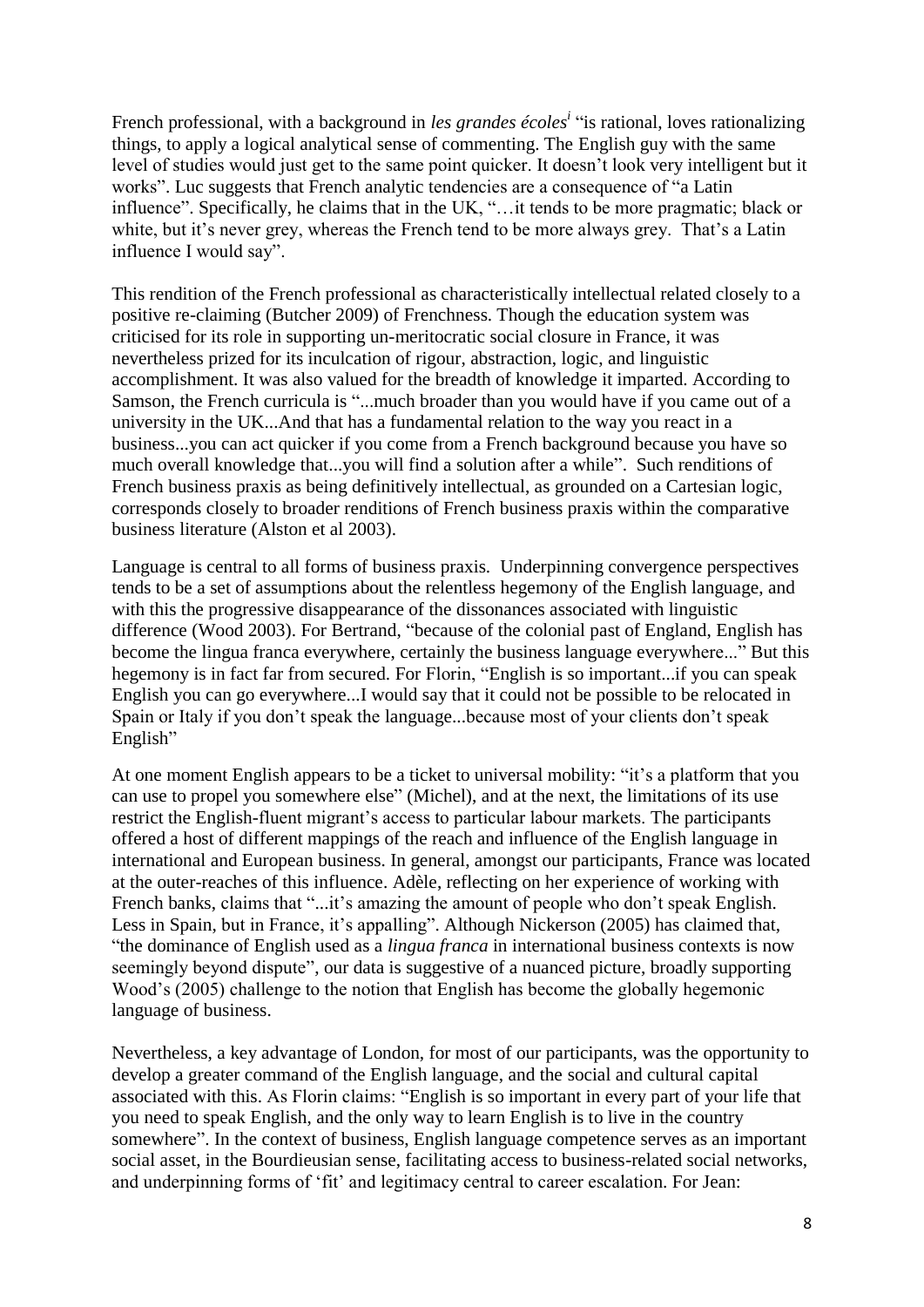French professional, with a background in *les grandes écoles*[i] "is rational, loves rationalizing things, to apply a logical analytical sense of commenting. The English guy with the same level of studies would just get to the same point quicker. It doesn't look very intelligent but it works". Luc suggests that French analytic tendencies are a consequence of "a Latin influence". Specifically, he claims that in the UK, "…it tends to be more pragmatic; black or white, but it's never grey, whereas the French tend to be more always grey. That's a Latin influence I would say".

This rendition of the French professional as characteristically intellectual related closely to a positive re-claiming (Butcher 2009) of Frenchness. Though the education system was criticised for its role in supporting un-meritocratic social closure in France, it was nevertheless prized for its inculcation of rigour, abstraction, logic, and linguistic accomplishment. It was also valued for the breadth of knowledge it imparted. According to Samson, the French curricula is "...much broader than you would have if you came out of a university in the UK...And that has a fundamental relation to the way you react in a business...you can act quicker if you come from a French background because you have so much overall knowledge that...you will find a solution after a while". Such renditions of French business praxis as being definitively intellectual, as grounded on a Cartesian logic, corresponds closely to broader renditions of French business praxis within the comparative business literature (Alston et al 2003).

Language is central to all forms of business praxis. Underpinning convergence perspectives tends to be a set of assumptions about the relentless hegemony of the English language, and with this the progressive disappearance of the dissonances associated with linguistic difference (Wood 2003). For Bertrand, "because of the colonial past of England, English has become the lingua franca everywhere, certainly the business language everywhere..." But this hegemony is in fact far from secured. For Florin, "English is so important...if you can speak English you can go everywhere...I would say that it could not be possible to be relocated in Spain or Italy if you don't speak the language...because most of your clients don't speak English"

At one moment English appears to be a ticket to universal mobility: "it's a platform that you can use to propel you somewhere else" (Michel), and at the next, the limitations of its use restrict the English-fluent migrant's access to particular labour markets. The participants offered a host of different mappings of the reach and influence of the English language in international and European business. In general, amongst our participants, France was located at the outer-reaches of this influence. Adèle, reflecting on her experience of working with French banks, claims that "...it's amazing the amount of people who don't speak English. Less in Spain, but in France, it's appalling". Although Nickerson (2005) has claimed that, "the dominance of English used as a *lingua franca* in international business contexts is now seemingly beyond dispute", our data is suggestive of a nuanced picture, broadly supporting Wood's (2005) challenge to the notion that English has become the globally hegemonic language of business.

Nevertheless, a key advantage of London, for most of our participants, was the opportunity to develop a greater command of the English language, and the social and cultural capital associated with this. As Florin claims: "English is so important in every part of your life that you need to speak English, and the only way to learn English is to live in the country somewhere". In the context of business, English language competence serves as an important social asset, in the Bourdieusian sense, facilitating access to business-related social networks, and underpinning forms of 'fit' and legitimacy central to career escalation. For Jean: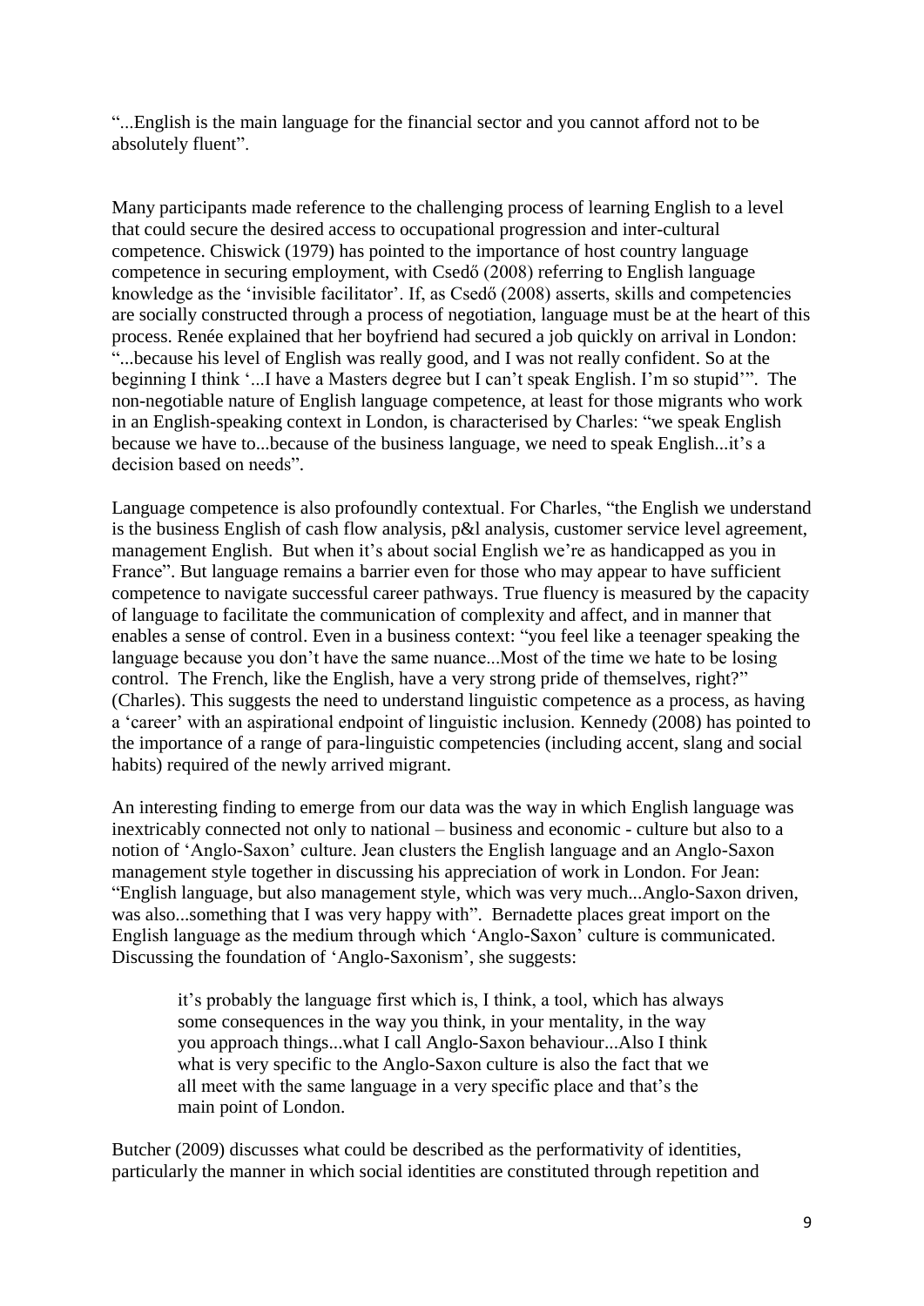"...English is the main language for the financial sector and you cannot afford not to be absolutely fluent".

Many participants made reference to the challenging process of learning English to a level that could secure the desired access to occupational progression and inter-cultural competence. Chiswick (1979) has pointed to the importance of host country language competence in securing employment, with Csedő (2008) referring to English language knowledge as the 'invisible facilitator'. If, as Csedő (2008) asserts, skills and competencies are socially constructed through a process of negotiation, language must be at the heart of this process. Renée explained that her boyfriend had secured a job quickly on arrival in London: "...because his level of English was really good, and I was not really confident. So at the beginning I think '...I have a Masters degree but I can't speak English. I'm so stupid'". The non-negotiable nature of English language competence, at least for those migrants who work in an English-speaking context in London, is characterised by Charles: "we speak English because we have to...because of the business language, we need to speak English...it's a decision based on needs".

Language competence is also profoundly contextual. For Charles, "the English we understand is the business English of cash flow analysis, p&l analysis, customer service level agreement, management English. But when it's about social English we're as handicapped as you in France". But language remains a barrier even for those who may appear to have sufficient competence to navigate successful career pathways. True fluency is measured by the capacity of language to facilitate the communication of complexity and affect, and in manner that enables a sense of control. Even in a business context: "you feel like a teenager speaking the language because you don't have the same nuance...Most of the time we hate to be losing control. The French, like the English, have a very strong pride of themselves, right?" (Charles). This suggests the need to understand linguistic competence as a process, as having a 'career' with an aspirational endpoint of linguistic inclusion. Kennedy (2008) has pointed to the importance of a range of para-linguistic competencies (including accent, slang and social habits) required of the newly arrived migrant.

An interesting finding to emerge from our data was the way in which English language was inextricably connected not only to national – business and economic - culture but also to a notion of 'Anglo-Saxon' culture. Jean clusters the English language and an Anglo-Saxon management style together in discussing his appreciation of work in London. For Jean: "English language, but also management style, which was very much...Anglo-Saxon driven, was also...something that I was very happy with". Bernadette places great import on the English language as the medium through which 'Anglo-Saxon' culture is communicated. Discussing the foundation of 'Anglo-Saxonism', she suggests:

> it's probably the language first which is, I think, a tool, which has always some consequences in the way you think, in your mentality, in the way you approach things...what I call Anglo-Saxon behaviour...Also I think what is very specific to the Anglo-Saxon culture is also the fact that we all meet with the same language in a very specific place and that's the main point of London.

Butcher (2009) discusses what could be described as the performativity of identities, particularly the manner in which social identities are constituted through repetition and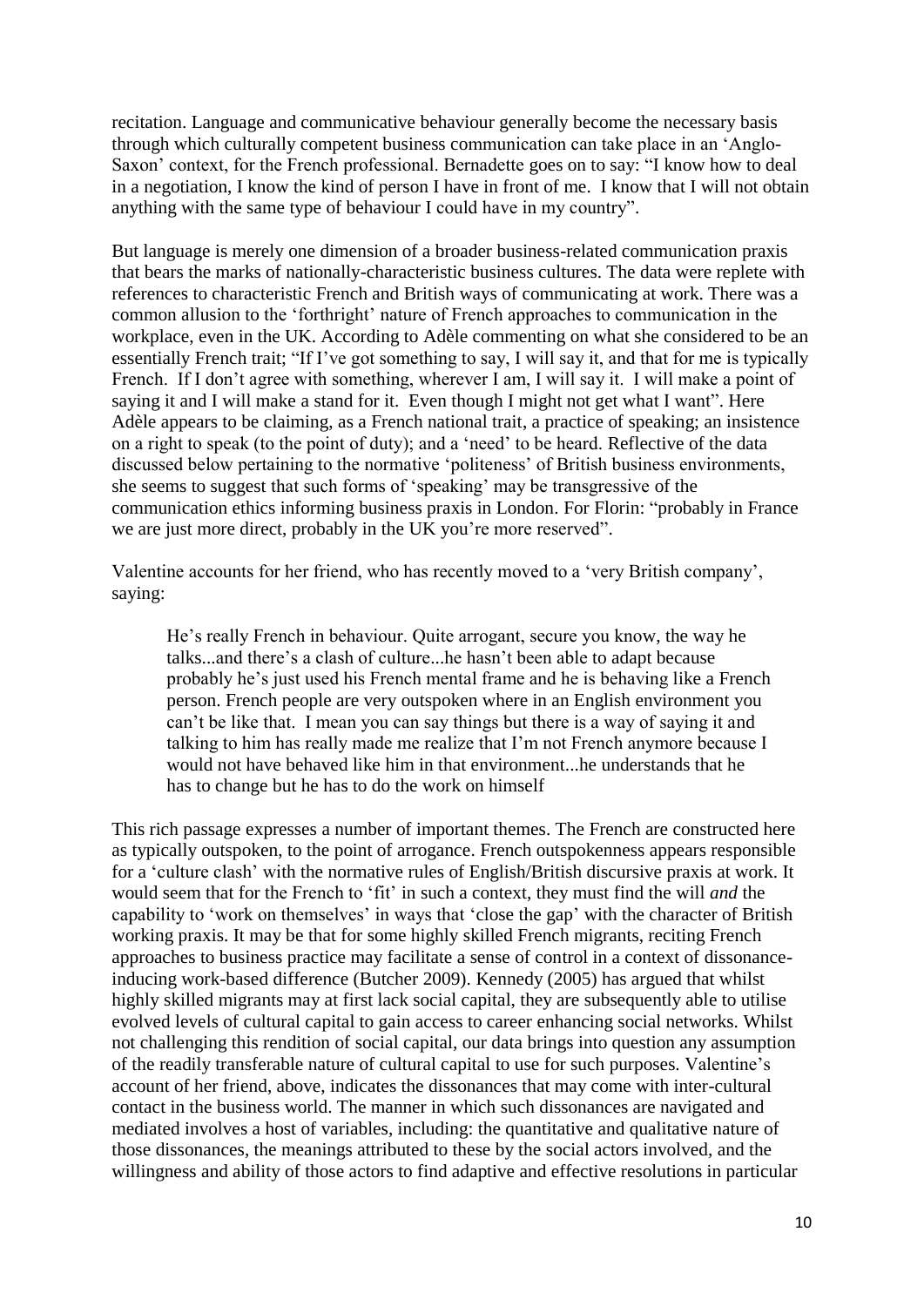recitation. Language and communicative behaviour generally become the necessary basis through which culturally competent business communication can take place in an 'Anglo-Saxon' context, for the French professional. Bernadette goes on to say: "I know how to deal in a negotiation, I know the kind of person I have in front of me. I know that I will not obtain anything with the same type of behaviour I could have in my country".

But language is merely one dimension of a broader business-related communication praxis that bears the marks of nationally-characteristic business cultures. The data were replete with references to characteristic French and British ways of communicating at work. There was a common allusion to the 'forthright' nature of French approaches to communication in the workplace, even in the UK. According to Adèle commenting on what she considered to be an essentially French trait; "If I've got something to say, I will say it, and that for me is typically French. If I don't agree with something, wherever I am, I will say it. I will make a point of saying it and I will make a stand for it. Even though I might not get what I want". Here Adèle appears to be claiming, as a French national trait, a practice of speaking; an insistence on a right to speak (to the point of duty); and a 'need' to be heard. Reflective of the data discussed below pertaining to the normative 'politeness' of British business environments, she seems to suggest that such forms of 'speaking' may be transgressive of the communication ethics informing business praxis in London. For Florin: "probably in France we are just more direct, probably in the UK you're more reserved".

Valentine accounts for her friend, who has recently moved to a 'very British company', saying:

> He's really French in behaviour. Quite arrogant, secure you know, the way he talks...and there's a clash of culture...he hasn't been able to adapt because probably he's just used his French mental frame and he is behaving like a French person. French people are very outspoken where in an English environment you can't be like that. I mean you can say things but there is a way of saying it and talking to him has really made me realize that I'm not French anymore because I would not have behaved like him in that environment...he understands that he has to change but he has to do the work on himself

This rich passage expresses a number of important themes. The French are constructed here as typically outspoken, to the point of arrogance. French outspokenness appears responsible for a 'culture clash' with the normative rules of English/British discursive praxis at work. It would seem that for the French to 'fit' in such a context, they must find the will *and* the capability to 'work on themselves' in ways that 'close the gap' with the character of British working praxis. It may be that for some highly skilled French migrants, reciting French approaches to business practice may facilitate a sense of control in a context of dissonance-inducing work-based difference (Butcher 2009). Kennedy (2005) has argued that whilst highly skilled migrants may at first lack social capital, they are subsequently able to utilise evolved levels of cultural capital to gain access to career enhancing social networks. Whilst not challenging this rendition of social capital, our data brings into question any assumption of the readily transferable nature of cultural capital to use for such purposes. Valentine's account of her friend, above, indicates the dissonances that may come with inter-cultural contact in the business world. The manner in which such dissonances are navigated and mediated involves a host of variables, including: the quantitative and qualitative nature of those dissonances, the meanings attributed to these by the social actors involved, and the willingness and ability of those actors to find adaptive and effective resolutions in particular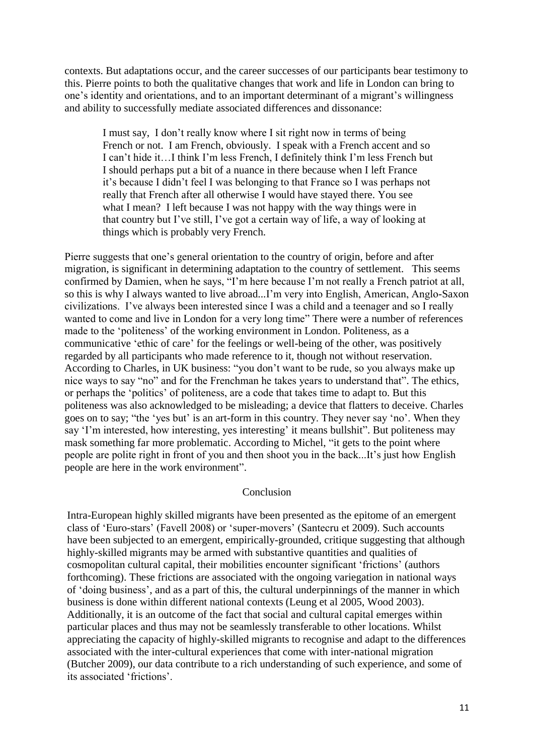contexts. But adaptations occur, and the career successes of our participants bear testimony to this. Pierre points to both the qualitative changes that work and life in London can bring to one's identity and orientations, and to an important determinant of a migrant's willingness and ability to successfully mediate associated differences and dissonance:

> I must say, I don't really know where I sit right now in terms of being French or not. I am French, obviously. I speak with a French accent and so I can't hide it…I think I'm less French, I definitely think I'm less French but I should perhaps put a bit of a nuance in there because when I left France it's because I didn't feel I was belonging to that France so I was perhaps not really that French after all otherwise I would have stayed there. You see what I mean? I left because I was not happy with the way things were in that country but I've still, I've got a certain way of life, a way of looking at things which is probably very French.

Pierre suggests that one's general orientation to the country of origin, before and after migration, is significant in determining adaptation to the country of settlement. This seems confirmed by Damien, when he says, "I'm here because I'm not really a French patriot at all, so this is why I always wanted to live abroad...I'm very into English, American, Anglo-Saxon civilizations. I've always been interested since I was a child and a teenager and so I really wanted to come and live in London for a very long time" There were a number of references made to the 'politeness' of the working environment in London. Politeness, as a communicative 'ethic of care' for the feelings or well-being of the other, was positively regarded by all participants who made reference to it, though not without reservation. According to Charles, in UK business: "you don't want to be rude, so you always make up nice ways to say "no" and for the Frenchman he takes years to understand that". The ethics, or perhaps the 'politics' of politeness, are a code that takes time to adapt to. But this politeness was also acknowledged to be misleading; a device that flatters to deceive. Charles goes on to say; "the 'yes but' is an art-form in this country. They never say 'no'. When they say 'I'm interested, how interesting, yes interesting' it means bullshit". But politeness may mask something far more problematic. According to Michel, "it gets to the point where people are polite right in front of you and then shoot you in the back...It's just how English people are here in the work environment".

## Conclusion

Intra-European highly skilled migrants have been presented as the epitome of an emergent class of 'Euro-stars' (Favell 2008) or 'super-movers' (Santecru et 2009). Such accounts have been subjected to an emergent, empirically-grounded, critique suggesting that although highly-skilled migrants may be armed with substantive quantities and qualities of cosmopolitan cultural capital, their mobilities encounter significant 'frictions' (authors forthcoming). These frictions are associated with the ongoing variegation in national ways of 'doing business', and as a part of this, the cultural underpinnings of the manner in which business is done within different national contexts (Leung et al 2005, Wood 2003). Additionally, it is an outcome of the fact that social and cultural capital emerges within particular places and thus may not be seamlessly transferable to other locations. Whilst appreciating the capacity of highly-skilled migrants to recognise and adapt to the differences associated with the inter-cultural experiences that come with inter-national migration (Butcher 2009), our data contribute to a rich understanding of such experience, and some of its associated 'frictions'.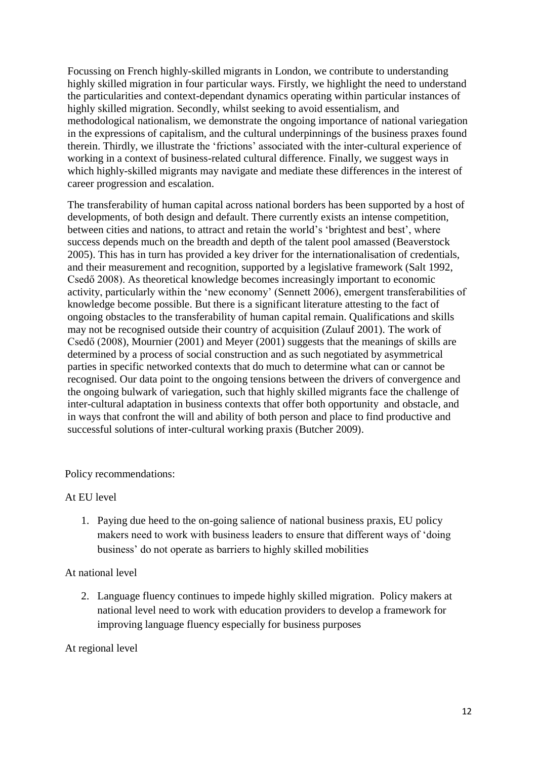Focussing on French highly-skilled migrants in London, we contribute to understanding highly skilled migration in four particular ways. Firstly, we highlight the need to understand the particularities and context-dependant dynamics operating within particular instances of highly skilled migration. Secondly, whilst seeking to avoid essentialism, and methodological nationalism, we demonstrate the ongoing importance of national variegation in the expressions of capitalism, and the cultural underpinnings of the business praxes found therein. Thirdly, we illustrate the 'frictions' associated with the inter-cultural experience of working in a context of business-related cultural difference. Finally, we suggest ways in which highly-skilled migrants may navigate and mediate these differences in the interest of career progression and escalation.

The transferability of human capital across national borders has been supported by a host of developments, of both design and default. There currently exists an intense competition, between cities and nations, to attract and retain the world's 'brightest and best', where success depends much on the breadth and depth of the talent pool amassed (Beaverstock 2005). This has in turn has provided a key driver for the internationalisation of credentials, and their measurement and recognition, supported by a legislative framework (Salt 1992, Csedő 2008). As theoretical knowledge becomes increasingly important to economic activity, particularly within the 'new economy' (Sennett 2006), emergent transferabilities of knowledge become possible. But there is a significant literature attesting to the fact of ongoing obstacles to the transferability of human capital remain. Qualifications and skills may not be recognised outside their country of acquisition (Zulauf 2001). The work of Csedő (2008), Mournier (2001) and Meyer (2001) suggests that the meanings of skills are determined by a process of social construction and as such negotiated by asymmetrical parties in specific networked contexts that do much to determine what can or cannot be recognised. Our data point to the ongoing tensions between the drivers of convergence and the ongoing bulwark of variegation, such that highly skilled migrants face the challenge of inter-cultural adaptation in business contexts that offer both opportunity and obstacle, and in ways that confront the will and ability of both person and place to find productive and successful solutions of inter-cultural working praxis (Butcher 2009).

Policy recommendations:

At EU level

1. Paying due heed to the on-going salience of national business praxis, EU policy makers need to work with business leaders to ensure that different ways of 'doing business' do not operate as barriers to highly skilled mobilities

At national level

2. Language fluency continues to impede highly skilled migration. Policy makers at national level need to work with education providers to develop a framework for improving language fluency especially for business purposes

At regional level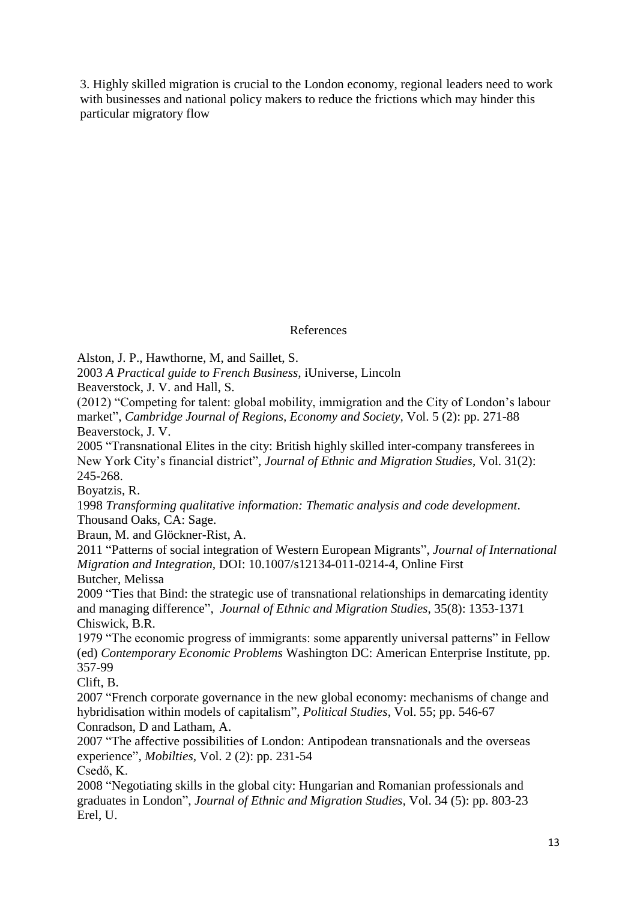3. Highly skilled migration is crucial to the London economy, regional leaders need to work with businesses and national policy makers to reduce the frictions which may hinder this particular migratory flow

## References

Alston, J. P., Hawthorne, M, and Saillet, S.
2003 *A Practical guide to French Business,* iUniverse, Lincoln

Beaverstock, J. V. and Hall, S.
(2012) "Competing for talent: global mobility, immigration and the City of London's labour market", *Cambridge Journal of Regions, Economy and Society*, Vol. 5 (2): pp. 271-88

Beaverstock, J. V.
2005 "Transnational Elites in the city: British highly skilled inter-company transferees in New York City's financial district", *Journal of Ethnic and Migration Studies*, Vol. 31(2): 245-268.

Boyatzis, R.
1998 *Transforming qualitative information: Thematic analysis and code development*. Thousand Oaks, CA: Sage.

Braun, M. and Glöckner-Rist, A.
2011 "Patterns of social integration of Western European Migrants", *Journal of International Migration and Integration*, DOI: 10.1007/s12134-011-0214-4, Online First

Butcher, Melissa
2009 "Ties that Bind: the strategic use of transnational relationships in demarcating identity and managing difference", *Journal of Ethnic and Migration Studies*, 35(8): 1353-1371

Chiswick, B.R.
1979 "The economic progress of immigrants: some apparently universal patterns" in Fellow (ed) *Contemporary Economic Problems* Washington DC: American Enterprise Institute, pp. 357-99

Clift, B.
2007 "French corporate governance in the new global economy: mechanisms of change and hybridisation within models of capitalism", *Political Studies*, Vol. 55; pp. 546-67

Conradson, D and Latham, A.
2007 "The affective possibilities of London: Antipodean transnationals and the overseas experience", *Mobilties*, Vol. 2 (2): pp. 231-54

Csedő, K.
2008 "Negotiating skills in the global city: Hungarian and Romanian professionals and graduates in London", *Journal of Ethnic and Migration Studies*, Vol. 34 (5): pp. 803-23

Erel, U.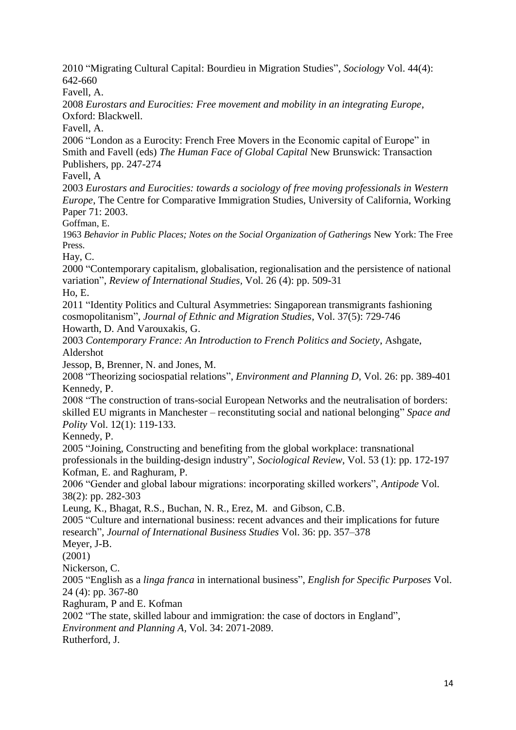2010 "Migrating Cultural Capital: Bourdieu in Migration Studies", *Sociology* Vol. 44(4): 642-660

Favell, A.

2008 *Eurostars and Eurocities: Free movement and mobility in an integrating Europe*, Oxford: Blackwell.

Favell, A.

2006 "London as a Eurocity: French Free Movers in the Economic capital of Europe" in Smith and Favell (eds) *The Human Face of Global Capital* New Brunswick: Transaction Publishers, pp. 247-274

Favell, A

2003 *Eurostars and Eurocities: towards a sociology of free moving professionals in Western Europe*, The Centre for Comparative Immigration Studies, University of California, Working Paper 71: 2003.

Goffman, E.

1963 *Behavior in Public Places; Notes on the Social Organization of Gatherings* New York: The Free Press.

Hay, C.

2000 "Contemporary capitalism, globalisation, regionalisation and the persistence of national variation", *Review of International Studies*, Vol. 26 (4): pp. 509-31

Ho, E.

2011 "Identity Politics and Cultural Asymmetries: Singaporean transmigrants fashioning cosmopolitanism", *Journal of Ethnic and Migration Studies*, Vol. 37(5): 729-746

Howarth, D. And Varouxakis, G.

2003 *Contemporary France: An Introduction to French Politics and Society*, Ashgate, Aldershot

Jessop, B, Brenner, N. and Jones, M.

2008 "Theorizing sociospatial relations", *Environment and Planning D*, Vol. 26: pp. 389-401

Kennedy, P.

2008 "The construction of trans-social European Networks and the neutralisation of borders: skilled EU migrants in Manchester – reconstituting social and national belonging" *Space and Polity* Vol. 12(1): 119-133.

Kennedy, P.

2005 "Joining, Constructing and benefiting from the global workplace: transnational professionals in the building-design industry", *Sociological Review*, Vol. 53 (1): pp. 172-197

Kofman, E. and Raghuram, P.

2006 "Gender and global labour migrations: incorporating skilled workers", *Antipode* Vol. 38(2): pp. 282-303

Leung, K., Bhagat, R.S., Buchan, N. R., Erez, M. and Gibson, C.B.

2005 "Culture and international business: recent advances and their implications for future research", *Journal of International Business Studies* Vol. 36: pp. 357–378

Meyer, J-B.

(2001)

Nickerson, C.

2005 "English as a *linga franca* in international business", *English for Specific Purposes* Vol. 24 (4): pp. 367-80

Raghuram, P and E. Kofman

2002 "The state, skilled labour and immigration: the case of doctors in England", *Environment and Planning A*, Vol. 34: 2071-2089.

Rutherford, J.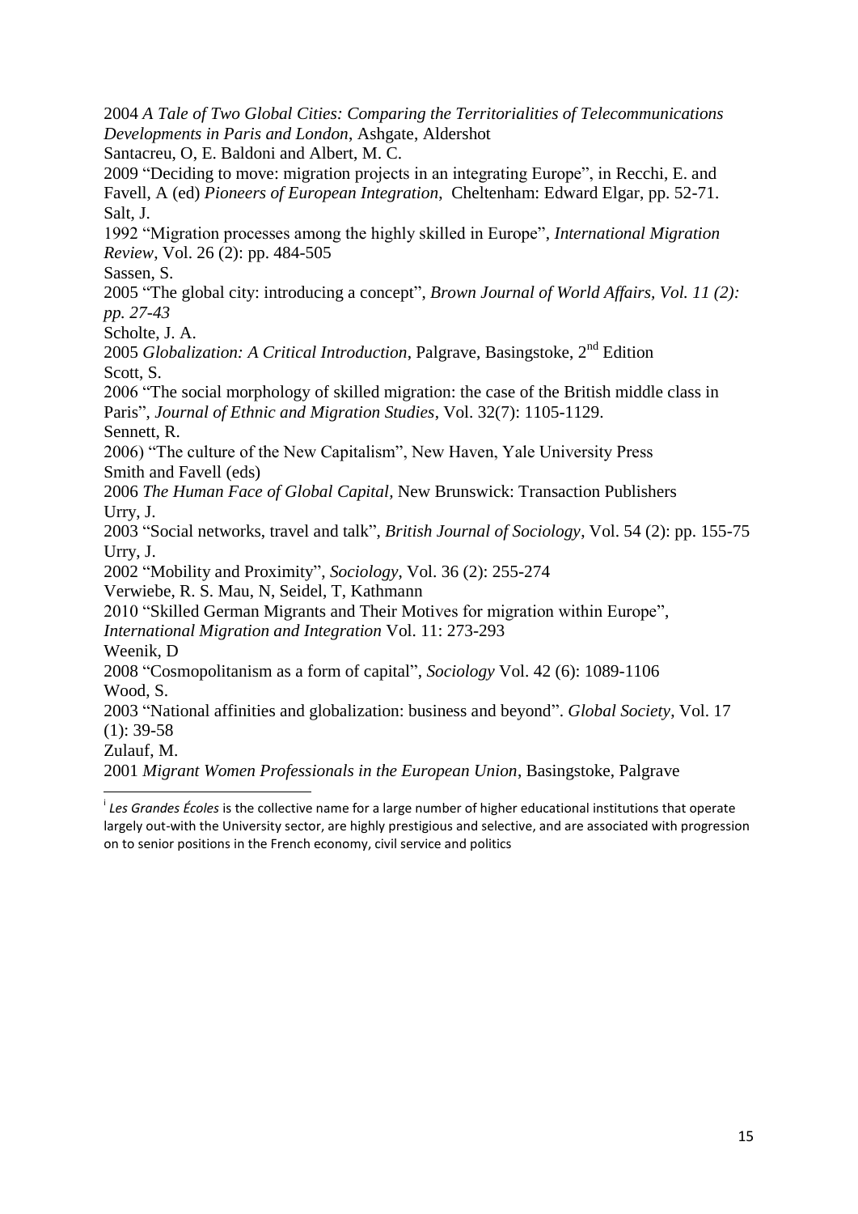2004 *A Tale of Two Global Cities: Comparing the Territorialities of Telecommunications Developments in Paris and London*, Ashgate, Aldershot

Santacreu, O, E. Baldoni and Albert, M. C.

2009 "Deciding to move: migration projects in an integrating Europe", in Recchi, E. and Favell, A (ed) *Pioneers of European Integration*, Cheltenham: Edward Elgar, pp. 52-71.

Salt, J.

1992 "Migration processes among the highly skilled in Europe", *International Migration Review*, Vol. 26 (2): pp. 484-505

Sassen, S.

2005 "The global city: introducing a concept", *Brown Journal of World Affairs, Vol. 11 (2): pp. 27-43*

Scholte, J. A.

2005 *Globalization: A Critical Introduction*, Palgrave, Basingstoke, 2nd Edition

Scott, S.

2006 "The social morphology of skilled migration: the case of the British middle class in Paris", *Journal of Ethnic and Migration Studies*, Vol. 32(7): 1105-1129.

Sennett, R.

2006) "The culture of the New Capitalism", New Haven, Yale University Press

Smith and Favell (eds)

2006 *The Human Face of Global Capital*, New Brunswick: Transaction Publishers

Urry, J.

2003 "Social networks, travel and talk", *British Journal of Sociology*, Vol. 54 (2): pp. 155-75

Urry, J.

2002 "Mobility and Proximity", *Sociology*, Vol. 36 (2): 255-274

Verwiebe, R. S. Mau, N, Seidel, T, Kathmann

2010 "Skilled German Migrants and Their Motives for migration within Europe", *International Migration and Integration* Vol. 11: 273-293

Weenik, D

2008 "Cosmopolitanism as a form of capital", *Sociology* Vol. 42 (6): 1089-1106

Wood, S.

2003 "National affinities and globalization: business and beyond". *Global Society*, Vol. 17 (1): 39-58

Zulauf, M.

2001 *Migrant Women Professionals in the European Union*, Basingstoke, Palgrave

---

[i] *Les Grandes Écoles* is the collective name for a large number of higher educational institutions that operate largely out-with the University sector, are highly prestigious and selective, and are associated with progression on to senior positions in the French economy, civil service and politics